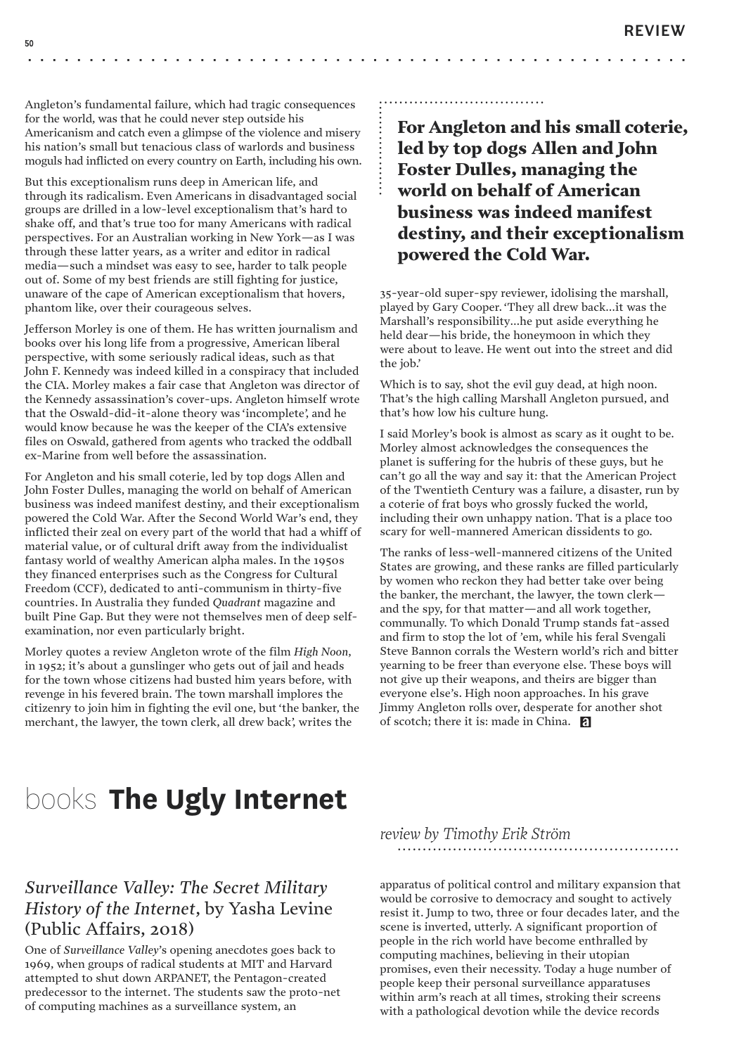Angleton's fundamental failure, which had tragic consequences for the world, was that he could never step outside his Americanism and catch even a glimpse of the violence and misery his nation's small but tenacious class of warlords and business moguls had inflicted on every country on Earth, including his own.

But this exceptionalism runs deep in American life, and through its radicalism. Even Americans in disadvantaged social groups are drilled in a low-level exceptionalism that's hard to shake off, and that's true too for many Americans with radical perspectives. For an Australian working in New York—as I was through these latter years, as a writer and editor in radical media—such a mindset was easy to see, harder to talk people out of. Some of my best friends are still fighting for justice, unaware of the cape of American exceptionalism that hovers, phantom like, over their courageous selves.

Jefferson Morley is one of them. He has written journalism and books over his long life from a progressive, American liberal perspective, with some seriously radical ideas, such as that John F. Kennedy was indeed killed in a conspiracy that included the CIA. Morley makes a fair case that Angleton was director of the Kennedy assassination's cover-ups. Angleton himself wrote that the Oswald-did-it-alone theory was 'incomplete', and he would know because he was the keeper of the CIA's extensive files on Oswald, gathered from agents who tracked the oddball ex-Marine from well before the assassination.

For Angleton and his small coterie, led by top dogs Allen and John Foster Dulles, managing the world on behalf of American business was indeed manifest destiny, and their exceptionalism powered the Cold War. After the Second World War's end, they inflicted their zeal on every part of the world that had a whiff of material value, or of cultural drift away from the individualist fantasy world of wealthy American alpha males. In the 1950s they financed enterprises such as the Congress for Cultural Freedom (CCF), dedicated to anti-communism in thirty-five countries. In Australia they funded *Quadrant* magazine and built Pine Gap. But they were not themselves men of deep self-examination, nor even particularly bright.

Morley quotes a review Angleton wrote of the film *High Noon*, in 1952; it's about a gunslinger who gets out of jail and heads for the town whose citizens had busted him years before, with revenge in his fevered brain. The town marshall implores the citizenry to join him in fighting the evil one, but 'the banker, the merchant, the lawyer, the town clerk, all drew back', writes the

> **For Angleton and his small coterie, led by top dogs Allen and John Foster Dulles, managing the world on behalf of American business was indeed manifest destiny, and their exceptionalism powered the Cold War.**

35-year-old super-spy reviewer, idolising the marshall, played by Gary Cooper. 'They all drew back…it was the Marshall's responsibility…he put aside everything he held dear—his bride, the honeymoon in which they were about to leave. He went out into the street and did the job.'

Which is to say, shot the evil guy dead, at high noon. That's the high calling Marshall Angleton pursued, and that's how low his culture hung.

I said Morley's book is almost as scary as it ought to be. Morley almost acknowledges the consequences the planet is suffering for the hubris of these guys, but he can't go all the way and say it: that the American Project of the Twentieth Century was a failure, a disaster, run by a coterie of frat boys who grossly fucked the world, including their own unhappy nation. That is a place too scary for well-mannered American dissidents to go.

The ranks of less-well-mannered citizens of the United States are growing, and these ranks are filled particularly by women who reckon they had better take over being the banker, the merchant, the lawyer, the town clerk—and the spy, for that matter—and all work together, communally. To which Donald Trump stands fat-assed and firm to stop the lot of 'em, while his feral Svengali Steve Bannon corrals the Western world's rich and bitter yearning to be freer than everyone else. These boys will not give up their weapons, and theirs are bigger than everyone else's. High noon approaches. In his grave Jimmy Angleton rolls over, desperate for another shot of scotch; there it is: made in China.

# books **The Ugly Internet**

*review by Timothy Erik Ström*

## *Surveillance Valley: The Secret Military History of the Internet*, by Yasha Levine (Public Affairs, 2018)

One of *Surveillance Valley*'s opening anecdotes goes back to 1969, when groups of radical students at MIT and Harvard attempted to shut down ARPANET, the Pentagon-created predecessor to the internet. The students saw the proto-net of computing machines as a surveillance system, an apparatus of political control and military expansion that would be corrosive to democracy and sought to actively resist it. Jump to two, three or four decades later, and the scene is inverted, utterly. A significant proportion of people in the rich world have become enthralled by computing machines, believing in their utopian promises, even their necessity. Today a huge number of people keep their personal surveillance apparatuses within arm's reach at all times, stroking their screens with a pathological devotion while the device records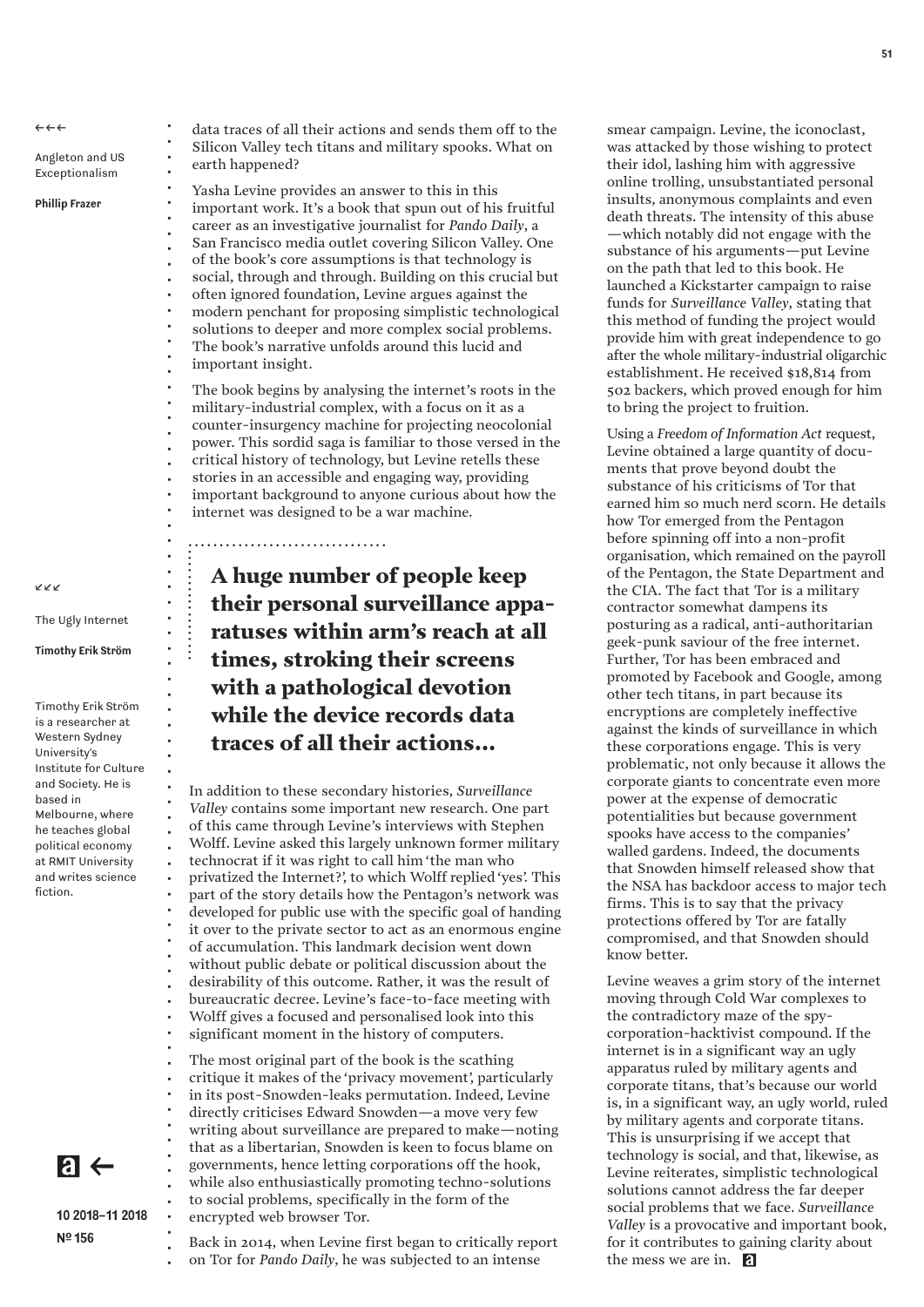data traces of all their actions and sends them off to the Silicon Valley tech titans and military spooks. What on earth happened?

Yasha Levine provides an answer to this in this important work. It's a book that spun out of his fruitful career as an investigative journalist for *Pando Daily*, a San Francisco media outlet covering Silicon Valley. One of the book's core assumptions is that technology is social, through and through. Building on this crucial but often ignored foundation, Levine argues against the modern penchant for proposing simplistic technological solutions to deeper and more complex social problems. The book's narrative unfolds around this lucid and important insight.

The book begins by analysing the internet's roots in the military-industrial complex, with a focus on it as a counter-insurgency machine for projecting neocolonial power. This sordid saga is familiar to those versed in the critical history of technology, but Levine retells these stories in an accessible and engaging way, providing important background to anyone curious about how the internet was designed to be a war machine.

**A huge number of people keep their personal surveillance apparatuses within arm's reach at all times, stroking their screens with a pathological devotion while the device records data traces of all their actions…**

In addition to these secondary histories, *Surveillance Valley* contains some important new research. One part of this came through Levine's interviews with Stephen Wolff. Levine asked this largely unknown former military technocrat if it was right to call him 'the man who privatized the Internet?', to which Wolff replied 'yes'. This part of the story details how the Pentagon's network was developed for public use with the specific goal of handing it over to the private sector to act as an enormous engine of accumulation. This landmark decision went down without public debate or political discussion about the desirability of this outcome. Rather, it was the result of bureaucratic decree. Levine's face-to-face meeting with Wolff gives a focused and personalised look into this significant moment in the history of computers.

The most original part of the book is the scathing critique it makes of the 'privacy movement', particularly in its post-Snowden-leaks permutation. Indeed, Levine directly criticises Edward Snowden—a move very few writing about surveillance are prepared to make—noting that as a libertarian, Snowden is keen to focus blame on governments, hence letting corporations off the hook, while also enthusiastically promoting techno-solutions to social problems, specifically in the form of the encrypted web browser Tor.

Back in 2014, when Levine first began to critically report on Tor for *Pando Daily*, he was subjected to an intense smear campaign. Levine, the iconoclast, was attacked by those wishing to protect their idol, lashing him with aggressive online trolling, unsubstantiated personal insults, anonymous complaints and even death threats. The intensity of this abuse—which notably did not engage with the substance of his arguments—put Levine on the path that led to this book. He launched a Kickstarter campaign to raise funds for *Surveillance Valley*, stating that this method of funding the project would provide him with great independence to go after the whole military-industrial oligarchic establishment. He received $18,814 from 502 backers, which proved enough for him to bring the project to fruition.

Using a *Freedom of Information Act* request, Levine obtained a large quantity of documents that prove beyond doubt the substance of his criticisms of Tor that earned him so much nerd scorn. He details how Tor emerged from the Pentagon before spinning off into a non-profit organisation, which remained on the payroll of the Pentagon, the State Department and the CIA. The fact that Tor is a military contractor somewhat dampens its posturing as a radical, anti-authoritarian geek-punk saviour of the free internet. Further, Tor has been embraced and promoted by Facebook and Google, among other tech titans, in part because its encryptions are completely ineffective against the kinds of surveillance in which these corporations engage. This is very problematic, not only because it allows the corporate giants to concentrate even more power at the expense of democratic potentialities but because government spooks have access to the companies' walled gardens. Indeed, the documents that Snowden himself released show that the NSA has backdoor access to major tech firms. This is to say that the privacy protections offered by Tor are fatally compromised, and that Snowden should know better.

Levine weaves a grim story of the internet moving through Cold War complexes to the contradictory maze of the spy-corporation-hacktivist compound. If the internet is in a significant way an ugly apparatus ruled by military agents and corporate titans, that's because our world is, in a significant way, an ugly world, ruled by military agents and corporate titans. This is unsurprising if we accept that technology is social, and that, likewise, as Levine reiterates, simplistic technological solutions cannot address the far deeper social problems that we face. *Surveillance Valley* is a provocative and important book, for it contributes to gaining clarity about the mess we are in.

←←←

Angleton and US Exceptionalism

**Phillip Frazer**

↙↙↙

The Ugly Internet

**Timothy Erik Ström**

Timothy Erik Ström is a researcher at Western Sydney University's Institute for Culture and Society. He is based in Melbourne, where he teaches global political economy at RMIT University and writes science fiction.